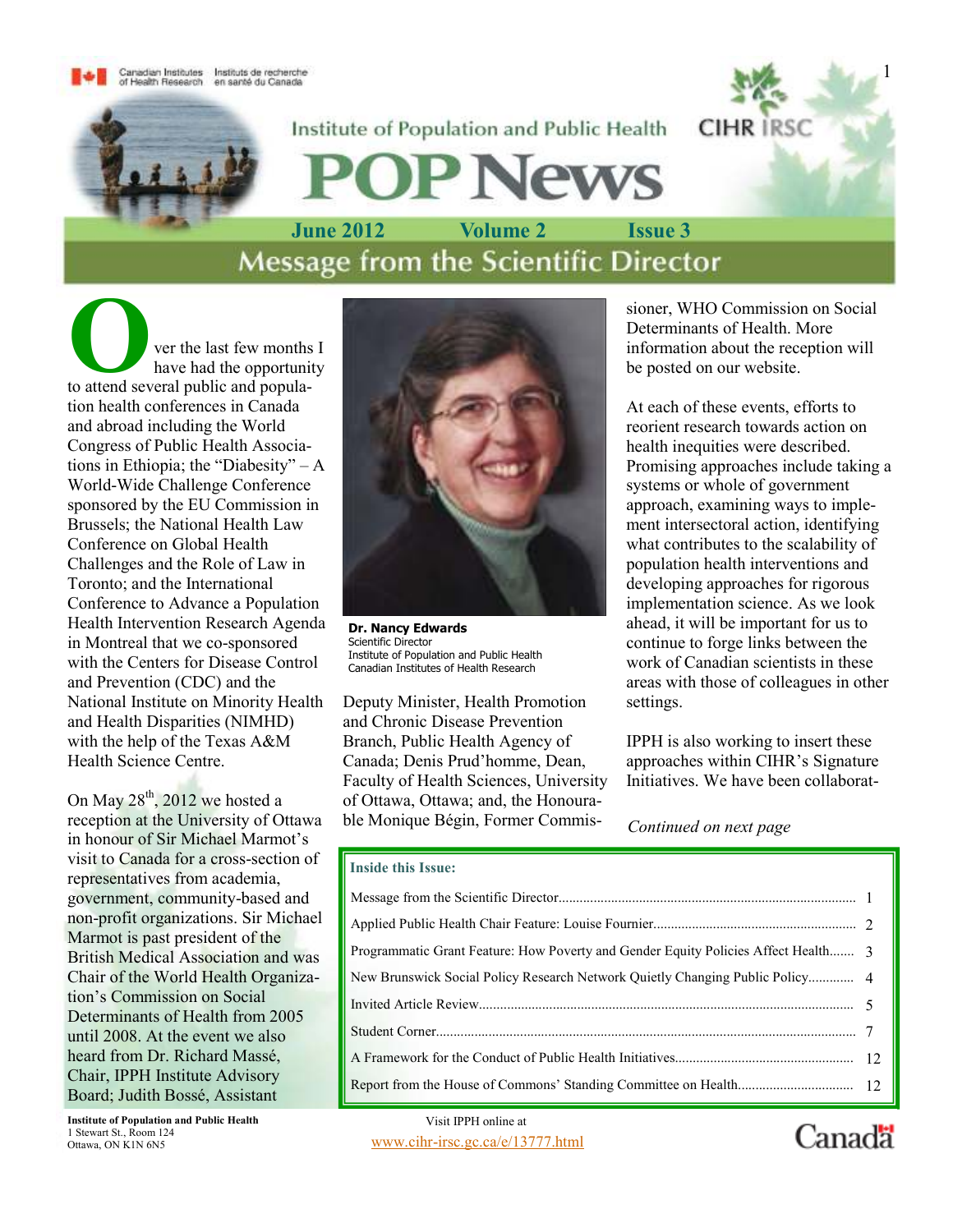Canadian Institutes of Health Research | Instituts de recherche en santé du Canada

Institute of Population and Public Health

# POP News

**June 2012 Volume 2 Issue 3**

## Message from the Scientific Director

Over the last few months I have had the opportunity to attend several public and population health conferences in Canada and abroad including the World Congress of Public Health Associations in Ethiopia; the "Diabesity" – A World-Wide Challenge Conference sponsored by the EU Commission in Brussels; the National Health Law Conference on Global Health Challenges and the Role of Law in Toronto; and the International Conference to Advance a Population Health Intervention Research Agenda in Montreal that we co-sponsored with the Centers for Disease Control and Prevention (CDC) and the National Institute on Minority Health and Health Disparities (NIMHD) with the help of the Texas A&M Health Science Centre.

**Dr. Nancy Edwards**
Scientific Director
Institute of Population and Public Health
Canadian Institutes of Health Research

On May 28th, 2012 we hosted a reception at the University of Ottawa in honour of Sir Michael Marmot's visit to Canada for a cross-section of representatives from academia, government, community-based and non-profit organizations. Sir Michael Marmot is past president of the British Medical Association and was Chair of the World Health Organization's Commission on Social Determinants of Health from 2005 until 2008. At the event we also heard from Dr. Richard Massé, Chair, IPPH Institute Advisory Board; Judith Bossé, Assistant Deputy Minister, Health Promotion and Chronic Disease Prevention Branch, Public Health Agency of Canada; Denis Prud'homme, Dean, Faculty of Health Sciences, University of Ottawa, Ottawa; and, the Honourable Monique Bégin, Former Commissioner, WHO Commission on Social Determinants of Health. More information about the reception will be posted on our website.

At each of these events, efforts to reorient research towards action on health inequities were described. Promising approaches include taking a systems or whole of government approach, examining ways to implement intersectoral action, identifying what contributes to the scalability of population health interventions and developing approaches for rigorous implementation science. As we look ahead, it will be important for us to continue to forge links between the work of Canadian scientists in these areas with those of colleagues in other settings.

IPPH is also working to insert these approaches within CIHR's Signature Initiatives. We have been collaborat-

*Continued on next page*

**Inside this Issue:**

| | |
|---|---|
| Message from the Scientific Director | 1 |
| Applied Public Health Chair Feature: Louise Fournier | 2 |
| Programmatic Grant Feature: How Poverty and Gender Equity Policies Affect Health | 3 |
| New Brunswick Social Policy Research Network Quietly Changing Public Policy | 4 |
| Invited Article Review | 5 |
| Student Corner | 7 |
| A Framework for the Conduct of Public Health Initiatives | 12 |
| Report from the House of Commons' Standing Committee on Health | 12 |

**Institute of Population and Public Health**
1 Stewart St., Room 124
Ottawa, ON K1N 6N5

Visit IPPH online at
www.cihr-irsc.gc.ca/e/13777.html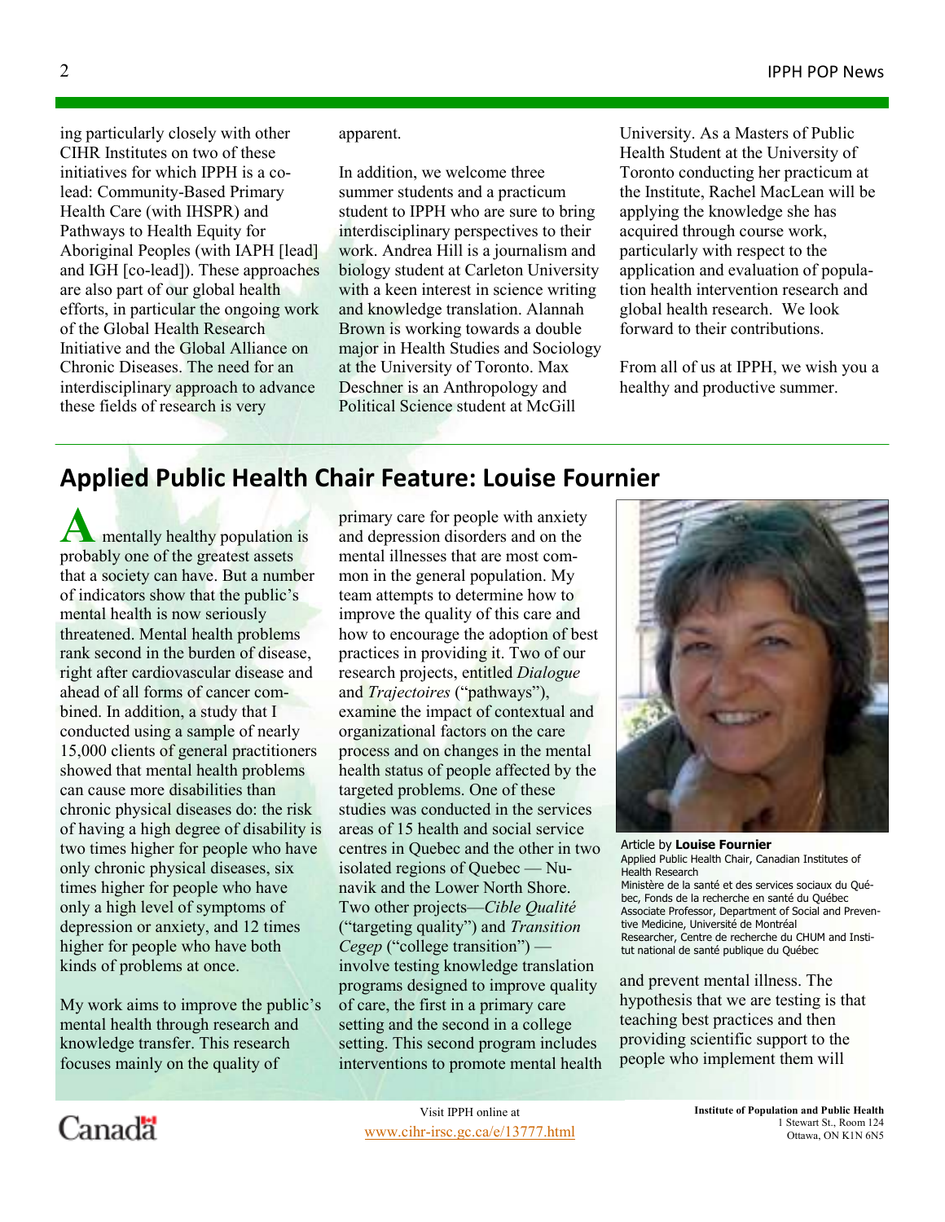ing particularly closely with other CIHR Institutes on two of these initiatives for which IPPH is a co-lead: Community-Based Primary Health Care (with IHSPR) and Pathways to Health Equity for Aboriginal Peoples (with IAPH [lead] and IGH [co-lead]). These approaches are also part of our global health efforts, in particular the ongoing work of the Global Health Research Initiative and the Global Alliance on Chronic Diseases. The need for an interdisciplinary approach to advance these fields of research is very apparent.

In addition, we welcome three summer students and a practicum student to IPPH who are sure to bring interdisciplinary perspectives to their work. Andrea Hill is a journalism and biology student at Carleton University with a keen interest in science writing and knowledge translation. Alannah Brown is working towards a double major in Health Studies and Sociology at the University of Toronto. Max Deschner is an Anthropology and Political Science student at McGill University. As a Masters of Public Health Student at the University of Toronto conducting her practicum at the Institute, Rachel MacLean will be applying the knowledge she has acquired through course work, particularly with respect to the application and evaluation of population health intervention research and global health research. We look forward to their contributions.

From all of us at IPPH, we wish you a healthy and productive summer.

## Applied Public Health Chair Feature: Louise Fournier

A mentally healthy population is probably one of the greatest assets that a society can have. But a number of indicators show that the public's mental health is now seriously threatened. Mental health problems rank second in the burden of disease, right after cardiovascular disease and ahead of all forms of cancer combined. In addition, a study that I conducted using a sample of nearly 15,000 clients of general practitioners showed that mental health problems can cause more disabilities than chronic physical diseases do: the risk of having a high degree of disability is two times higher for people who have only chronic physical diseases, six times higher for people who have only a high level of symptoms of depression or anxiety, and 12 times higher for people who have both kinds of problems at once.

My work aims to improve the public's mental health through research and knowledge transfer. This research focuses mainly on the quality of primary care for people with anxiety and depression disorders and on the mental illnesses that are most common in the general population. My team attempts to determine how to improve the quality of this care and how to encourage the adoption of best practices in providing it. Two of our research projects, entitled *Dialogue* and *Trajectoires* ("pathways"), examine the impact of contextual and organizational factors on the care process and on changes in the mental health status of people affected by the targeted problems. One of these studies was conducted in the services areas of 15 health and social service centres in Quebec and the other in two isolated regions of Quebec — Nunavik and the Lower North Shore. Two other projects—*Cible Qualité* ("targeting quality") and *Transition Cegep* ("college transition") — involve testing knowledge translation programs designed to improve quality of care, the first in a primary care setting and the second in a college setting. This second program includes interventions to promote mental health and prevent mental illness. The hypothesis that we are testing is that teaching best practices and then providing scientific support to the people who implement them will

Article by **Louise Fournier**
Applied Public Health Chair, Canadian Institutes of Health Research
Ministère de la santé et des services sociaux du Québec, Fonds de la recherche en santé du Québec
Associate Professor, Department of Social and Preventive Medicine, Université de Montréal
Researcher, Centre de recherche du CHUM and Institut national de santé publique du Québec

Visit IPPH online at
www.cihr-irsc.gc.ca/e/13777.html

**Institute of Population and Public Health**
1 Stewart St., Room 124
Ottawa, ON K1N 6N5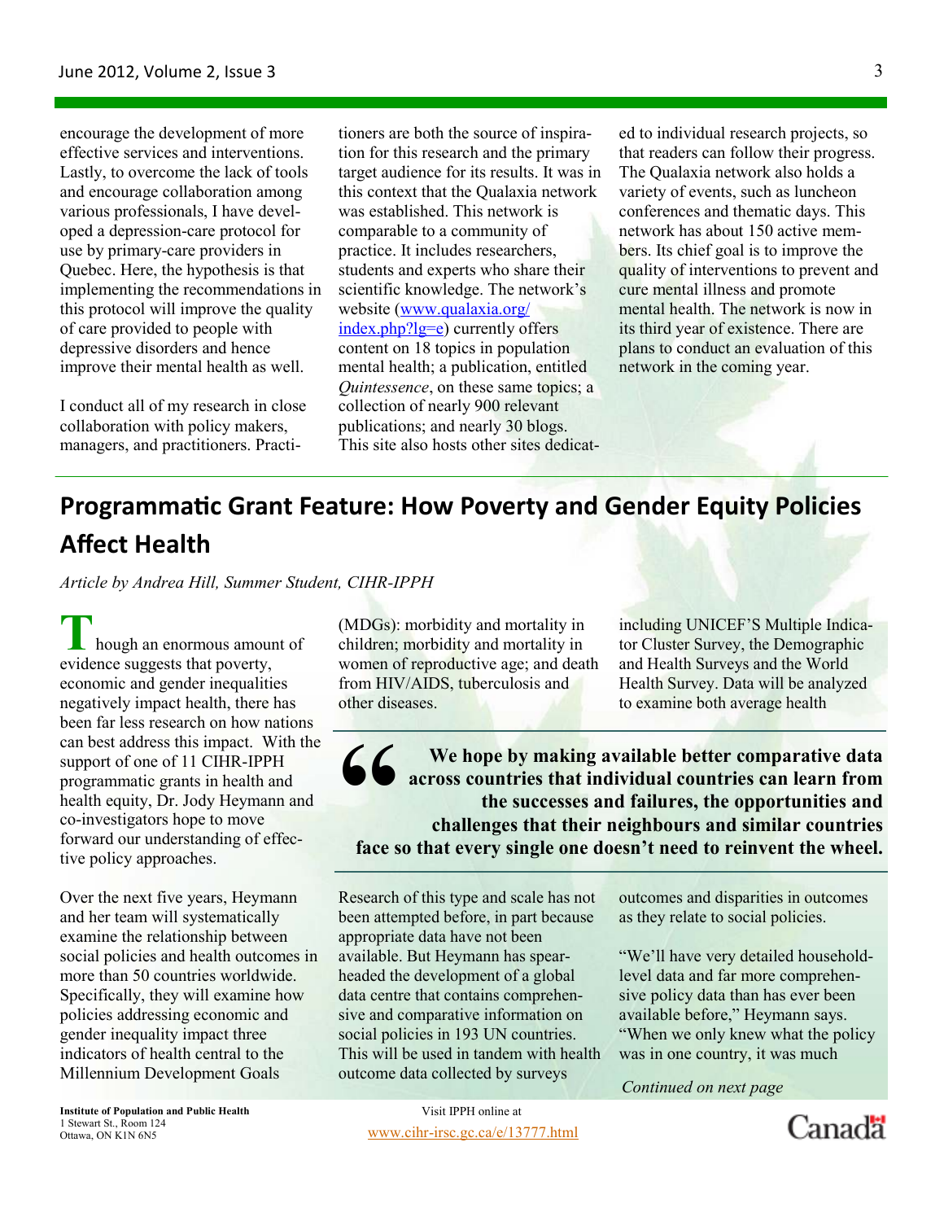encourage the development of more effective services and interventions. Lastly, to overcome the lack of tools and encourage collaboration among various professionals, I have developed a depression-care protocol for use by primary-care providers in Quebec. Here, the hypothesis is that implementing the recommendations in this protocol will improve the quality of care provided to people with depressive disorders and hence improve their mental health as well.

I conduct all of my research in close collaboration with policy makers, managers, and practitioners. Practitioners are both the source of inspiration for this research and the primary target audience for its results. It was in this context that the Qualaxia network was established. This network is comparable to a community of practice. It includes researchers, students and experts who share their scientific knowledge. The network's website (www.qualaxia.org/index.php?lg=e) currently offers content on 18 topics in population mental health; a publication, entitled *Quintessence*, on these same topics; a collection of nearly 900 relevant publications; and nearly 30 blogs. This site also hosts other sites dedicated to individual research projects, so that readers can follow their progress. The Qualaxia network also holds a variety of events, such as luncheon conferences and thematic days. This network has about 150 active members. Its chief goal is to improve the quality of interventions to prevent and cure mental illness and promote mental health. The network is now in its third year of existence. There are plans to conduct an evaluation of this network in the coming year.

---

## Programmatic Grant Feature: How Poverty and Gender Equity Policies Affect Health

*Article by Andrea Hill, Summer Student, CIHR-IPPH*

Though an enormous amount of evidence suggests that poverty, economic and gender inequalities negatively impact health, there has been far less research on how nations can best address this impact. With the support of one of 11 CIHR-IPPH programmatic grants in health and health equity, Dr. Jody Heymann and co-investigators hope to move forward our understanding of effective policy approaches.

Over the next five years, Heymann and her team will systematically examine the relationship between social policies and health outcomes in more than 50 countries worldwide. Specifically, they will examine how policies addressing economic and gender inequality impact three indicators of health central to the Millennium Development Goals (MDGs): morbidity and mortality in children; morbidity and mortality in women of reproductive age; and death from HIV/AIDS, tuberculosis and other diseases.

> **"We hope by making available better comparative data across countries that individual countries can learn from the successes and failures, the opportunities and challenges that their neighbours and similar countries face so that every single one doesn't need to reinvent the wheel.**

Research of this type and scale has not been attempted before, in part because appropriate data have not been available. But Heymann has spearheaded the development of a global data centre that contains comprehensive and comparative information on social policies in 193 UN countries. This will be used in tandem with health outcome data collected by surveys including UNICEF'S Multiple Indicator Cluster Survey, the Demographic and Health Surveys and the World Health Survey. Data will be analyzed to examine both average health outcomes and disparities in outcomes as they relate to social policies.

"We'll have very detailed household-level data and far more comprehensive policy data than has ever been available before," Heymann says. "When we only knew what the policy was in one country, it was much

*Continued on next page*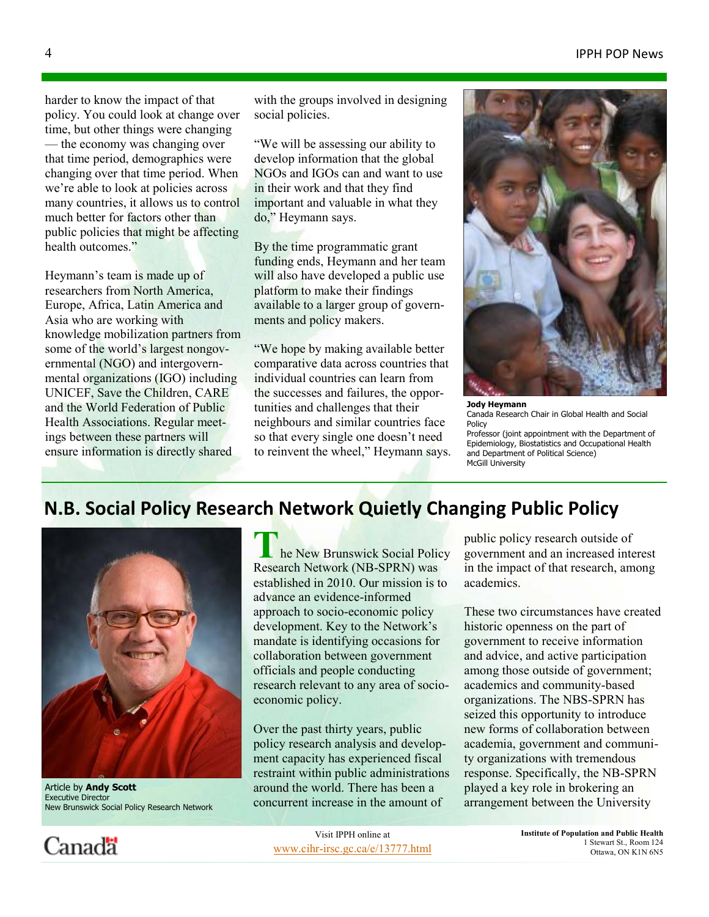harder to know the impact of that policy. You could look at change over time, but other things were changing — the economy was changing over that time period, demographics were changing over that time period. When we're able to look at policies across many countries, it allows us to control much better for factors other than public policies that might be affecting health outcomes."

Heymann's team is made up of researchers from North America, Europe, Africa, Latin America and Asia who are working with knowledge mobilization partners from some of the world's largest nongovernmental organizations (NGO) and intergovernmental organizations (IGO) including UNICEF, Save the Children, CARE and the World Federation of Public Health Associations. Regular meetings between these partners will ensure information is directly shared with the groups involved in designing social policies.

"We will be assessing our ability to develop information that the global NGOs and IGOs can and want to use in their work and that they find important and valuable in what they do," Heymann says.

By the time programmatic grant funding ends, Heymann and her team will also have developed a public use platform to make their findings available to a larger group of governments and policy makers.

"We hope by making available better comparative data across countries that individual countries can learn from the successes and failures, the opportunities and challenges that their neighbours and similar countries face so that every single one doesn't need to reinvent the wheel," Heymann says.

**Jody Heymann**
Canada Research Chair in Global Health and Social Policy
Professor (joint appointment with the Department of Epidemiology, Biostatistics and Occupational Health and Department of Political Science)
McGill University

## N.B. Social Policy Research Network Quietly Changing Public Policy

Article by **Andy Scott**
Executive Director
New Brunswick Social Policy Research Network

The New Brunswick Social Policy Research Network (NB-SPRN) was established in 2010. Our mission is to advance an evidence-informed approach to socio-economic policy development. Key to the Network's mandate is identifying occasions for collaboration between government officials and people conducting research relevant to any area of socio-economic policy.

Over the past thirty years, public policy research analysis and development capacity has experienced fiscal restraint within public administrations around the world. There has been a concurrent increase in the amount of public policy research outside of government and an increased interest in the impact of that research, among academics.

These two circumstances have created historic openness on the part of government to receive information and advice, and active participation among those outside of government; academics and community-based organizations. The NBS-SPRN has seized this opportunity to introduce new forms of collaboration between academia, government and community organizations with tremendous response. Specifically, the NB-SPRN played a key role in brokering an arrangement between the University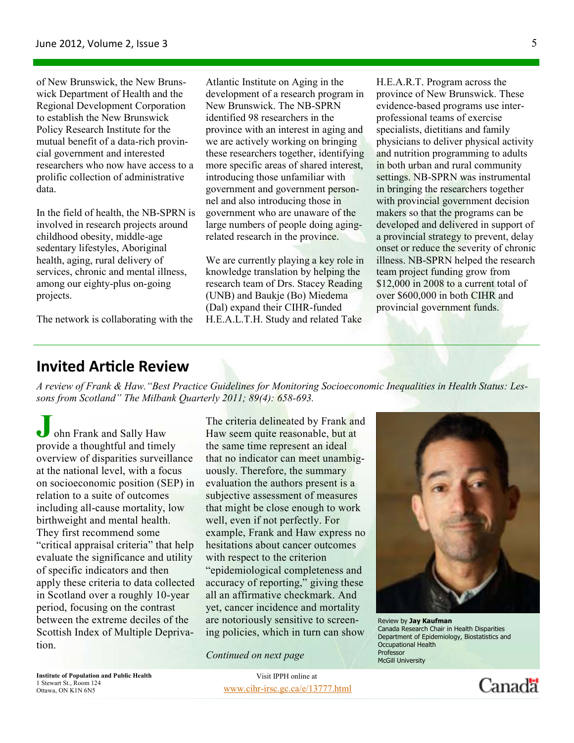of New Brunswick, the New Brunswick Department of Health and the Regional Development Corporation to establish the New Brunswick Policy Research Institute for the mutual benefit of a data-rich provincial government and interested researchers who now have access to a prolific collection of administrative data.

In the field of health, the NB-SPRN is involved in research projects around childhood obesity, middle-age sedentary lifestyles, Aboriginal health, aging, rural delivery of services, chronic and mental illness, among our eighty-plus on-going projects.

The network is collaborating with the Atlantic Institute on Aging in the development of a research program in New Brunswick. The NB-SPRN identified 98 researchers in the province with an interest in aging and we are actively working on bringing these researchers together, identifying more specific areas of shared interest, introducing those unfamiliar with government and government personnel and also introducing those in government who are unaware of the large numbers of people doing aging-related research in the province.

We are currently playing a key role in knowledge translation by helping the research team of Drs. Stacey Reading (UNB) and Baukje (Bo) Miedema (Dal) expand their CIHR-funded H.E.A.L.T.H. Study and related Take H.E.A.R.T. Program across the province of New Brunswick. These evidence-based programs use inter-professional teams of exercise specialists, dietitians and family physicians to deliver physical activity and nutrition programming to adults in both urban and rural community settings. NB-SPRN was instrumental in bringing the researchers together with provincial government decision makers so that the programs can be developed and delivered in support of a provincial strategy to prevent, delay onset or reduce the severity of chronic illness. NB-SPRN helped the research team project funding grow from $12,000 in 2008 to a current total of over $600,000 in both CIHR and provincial government funds.

## Invited Article Review

*A review of Frank & Haw."Best Practice Guidelines for Monitoring Socioeconomic Inequalities in Health Status: Lessons from Scotland" The Milbank Quarterly 2011; 89(4): 658-693.*

John Frank and Sally Haw provide a thoughtful and timely overview of disparities surveillance at the national level, with a focus on socioeconomic position (SEP) in relation to a suite of outcomes including all-cause mortality, low birthweight and mental health. They first recommend some "critical appraisal criteria" that help evaluate the significance and utility of specific indicators and then apply these criteria to data collected in Scotland over a roughly 10-year period, focusing on the contrast between the extreme deciles of the Scottish Index of Multiple Deprivation.

The criteria delineated by Frank and Haw seem quite reasonable, but at the same time represent an ideal that no indicator can meet unambiguously. Therefore, the summary evaluation the authors present is a subjective assessment of measures that might be close enough to work well, even if not perfectly. For example, Frank and Haw express no hesitations about cancer outcomes with respect to the criterion "epidemiological completeness and accuracy of reporting," giving these all an affirmative checkmark. And yet, cancer incidence and mortality are notoriously sensitive to screening policies, which in turn can show

*Continued on next page*

Review by **Jay Kaufman**
Canada Research Chair in Health Disparities
Department of Epidemiology, Biostatistics and Occupational Health
Professor
McGill University

**Institute of Population and Public Health**
1 Stewart St., Room 124
Ottawa, ON K1N 6N5

Visit IPPH online at
www.cihr-irsc.gc.ca/e/13777.html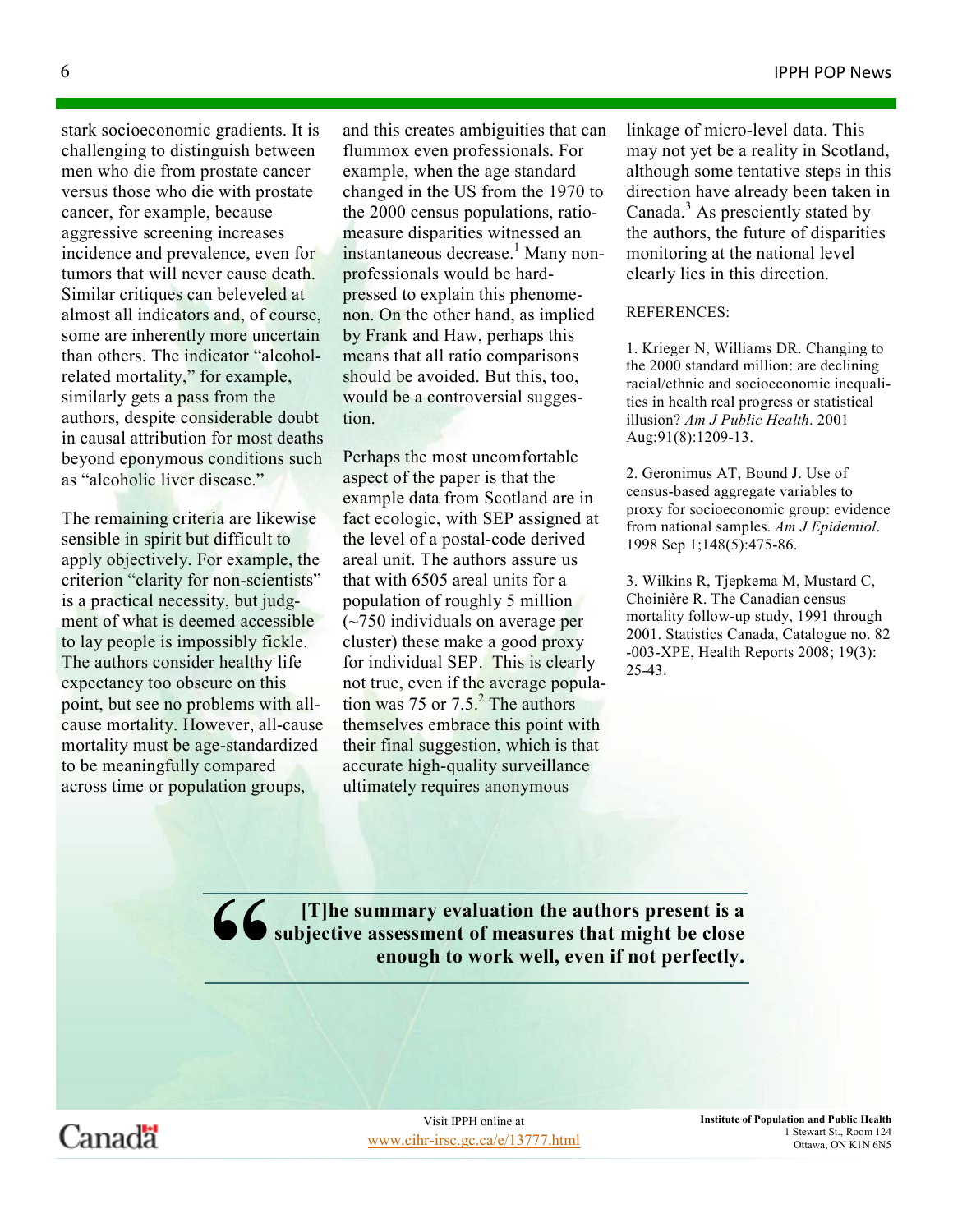stark socioeconomic gradients. It is challenging to distinguish between men who die from prostate cancer versus those who die with prostate cancer, for example, because aggressive screening increases incidence and prevalence, even for tumors that will never cause death. Similar critiques can beleveled at almost all indicators and, of course, some are inherently more uncertain than others. The indicator "alcohol-related mortality," for example, similarly gets a pass from the authors, despite considerable doubt in causal attribution for most deaths beyond eponymous conditions such as "alcoholic liver disease."

The remaining criteria are likewise sensible in spirit but difficult to apply objectively. For example, the criterion "clarity for non-scientists" is a practical necessity, but judgment of what is deemed accessible to lay people is impossibly fickle. The authors consider healthy life expectancy too obscure on this point, but see no problems with all-cause mortality. However, all-cause mortality must be age-standardized to be meaningfully compared across time or population groups, and this creates ambiguities that can flummox even professionals. For example, when the age standard changed in the US from the 1970 to the 2000 census populations, ratio-measure disparities witnessed an instantaneous decrease.[1] Many non-professionals would be hard-pressed to explain this phenomenon. On the other hand, as implied by Frank and Haw, perhaps this means that all ratio comparisons should be avoided. But this, too, would be a controversial suggestion.

Perhaps the most uncomfortable aspect of the paper is that the example data from Scotland are in fact ecologic, with SEP assigned at the level of a postal-code derived areal unit. The authors assure us that with 6505 areal units for a population of roughly 5 million (~750 individuals on average per cluster) these make a good proxy for individual SEP. This is clearly not true, even if the average population was 75 or 7.5.[2] The authors themselves embrace this point with their final suggestion, which is that accurate high-quality surveillance ultimately requires anonymous linkage of micro-level data. This may not yet be a reality in Scotland, although some tentative steps in this direction have already been taken in Canada.[3] As presciently stated by the authors, the future of disparities monitoring at the national level clearly lies in this direction.

REFERENCES:

1. Krieger N, Williams DR. Changing to the 2000 standard million: are declining racial/ethnic and socioeconomic inequalities in health real progress or statistical illusion? *Am J Public Health*. 2001 Aug;91(8):1209-13.

2. Geronimus AT, Bound J. Use of census-based aggregate variables to proxy for socioeconomic group: evidence from national samples. *Am J Epidemiol*. 1998 Sep 1;148(5):475-86.

3. Wilkins R, Tjepkema M, Mustard C, Choinière R. The Canadian census mortality follow-up study, 1991 through 2001. Statistics Canada, Catalogue no. 82-003-XPE, Health Reports 2008; 19(3): 25-43.

> **"[T]he summary evaluation the authors present is a subjective assessment of measures that might be close enough to work well, even if not perfectly.**

Canada

Visit IPPH online at
www.cihr-irsc.gc.ca/e/13777.html

**Institute of Population and Public Health**
1 Stewart St., Room 124
Ottawa, ON K1N 6N5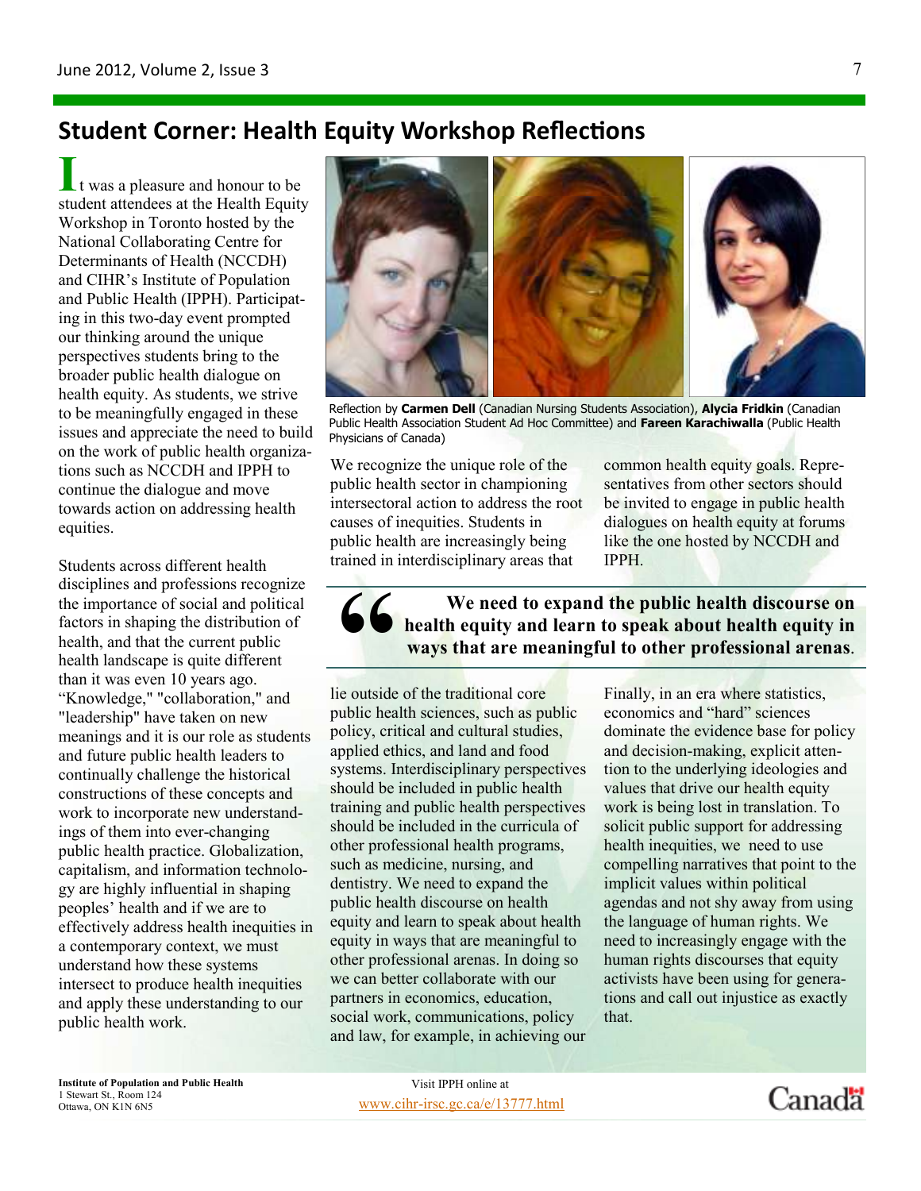## Student Corner: Health Equity Workshop Reflections

It was a pleasure and honour to be student attendees at the Health Equity Workshop in Toronto hosted by the National Collaborating Centre for Determinants of Health (NCCDH) and CIHR's Institute of Population and Public Health (IPPH). Participating in this two-day event prompted our thinking around the unique perspectives students bring to the broader public health dialogue on health equity. As students, we strive to be meaningfully engaged in these issues and appreciate the need to build on the work of public health organizations such as NCCDH and IPPH to continue the dialogue and move towards action on addressing health equities.

Students across different health disciplines and professions recognize the importance of social and political factors in shaping the distribution of health, and that the current public health landscape is quite different than it was even 10 years ago. "Knowledge," "collaboration," and "leadership" have taken on new meanings and it is our role as students and future public health leaders to continually challenge the historical constructions of these concepts and work to incorporate new understandings of them into ever-changing public health practice. Globalization, capitalism, and information technology are highly influential in shaping peoples' health and if we are to effectively address health inequities in a contemporary context, we must understand how these systems intersect to produce health inequities and apply these understanding to our public health work.

Reflection by **Carmen Dell** (Canadian Nursing Students Association), **Alycia Fridkin** (Canadian Public Health Association Student Ad Hoc Committee) and **Fareen Karachiwalla** (Public Health Physicians of Canada)

We recognize the unique role of the public health sector in championing intersectoral action to address the root causes of inequities. Students in public health are increasingly being trained in interdisciplinary areas that lie outside of the traditional core public health sciences, such as public policy, critical and cultural studies, applied ethics, and land and food systems. Interdisciplinary perspectives should be included in public health training and public health perspectives should be included in the curricula of other professional health programs, such as medicine, nursing, and dentistry. We need to expand the public health discourse on health equity and learn to speak about health equity in ways that are meaningful to other professional arenas. In doing so we can better collaborate with our partners in economics, education, social work, communications, policy and law, for example, in achieving our common health equity goals. Representatives from other sectors should be invited to engage in public health dialogues on health equity at forums like the one hosted by NCCDH and IPPH.

> **"We need to expand the public health discourse on health equity and learn to speak about health equity in ways that are meaningful to other professional arenas.**

Finally, in an era where statistics, economics and "hard" sciences dominate the evidence base for policy and decision-making, explicit attention to the underlying ideologies and values that drive our health equity work is being lost in translation. To solicit public support for addressing health inequities, we need to use compelling narratives that point to the implicit values within political agendas and not shy away from using the language of human rights. We need to increasingly engage with the human rights discourses that equity activists have been using for generations and call out injustice as exactly that.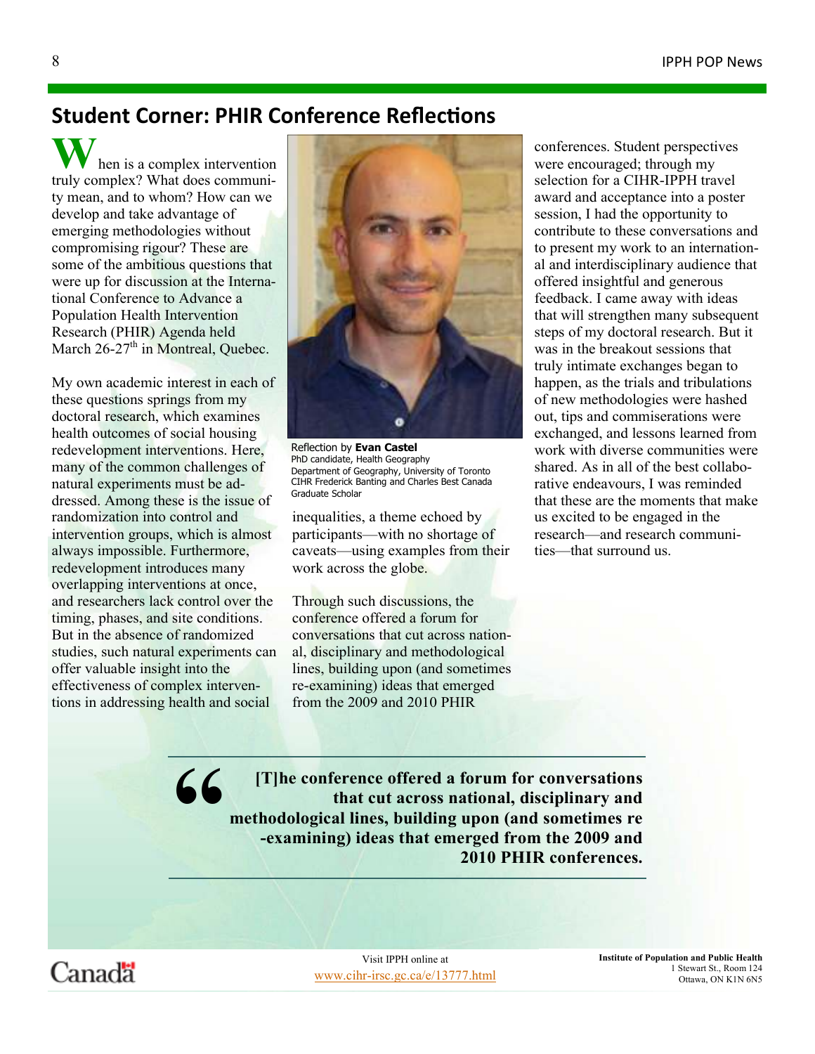## Student Corner: PHIR Conference Reflections

When is a complex intervention truly complex? What does community mean, and to whom? How can we develop and take advantage of emerging methodologies without compromising rigour? These are some of the ambitious questions that were up for discussion at the International Conference to Advance a Population Health Intervention Research (PHIR) Agenda held March 26-27th in Montreal, Quebec.

My own academic interest in each of these questions springs from my doctoral research, which examines health outcomes of social housing redevelopment interventions. Here, many of the common challenges of natural experiments must be addressed. Among these is the issue of randomization into control and intervention groups, which is almost always impossible. Furthermore, redevelopment introduces many overlapping interventions at once, and researchers lack control over the timing, phases, and site conditions. But in the absence of randomized studies, such natural experiments can offer valuable insight into the effectiveness of complex interventions in addressing health and social inequalities, a theme echoed by participants—with no shortage of caveats—using examples from their work across the globe.

Reflection by **Evan Castel**
PhD candidate, Health Geography
Department of Geography, University of Toronto
CIHR Frederick Banting and Charles Best Canada Graduate Scholar

Through such discussions, the conference offered a forum for conversations that cut across national, disciplinary and methodological lines, building upon (and sometimes re-examining) ideas that emerged from the 2009 and 2010 PHIR conferences. Student perspectives were encouraged; through my selection for a CIHR-IPPH travel award and acceptance into a poster session, I had the opportunity to contribute to these conversations and to present my work to an international and interdisciplinary audience that offered insightful and generous feedback. I came away with ideas that will strengthen many subsequent steps of my doctoral research. But it was in the breakout sessions that truly intimate exchanges began to happen, as the trials and tribulations of new methodologies were hashed out, tips and commiserations were exchanged, and lessons learned from work with diverse communities were shared. As in all of the best collaborative endeavours, I was reminded that these are the moments that make us excited to be engaged in the research—and research communities—that surround us.

> **“[T]he conference offered a forum for conversations that cut across national, disciplinary and methodological lines, building upon (and sometimes re-examining) ideas that emerged from the 2009 and 2010 PHIR conferences.**

Visit IPPH online at
www.cihr-irsc.gc.ca/e/13777.html

**Institute of Population and Public Health**
1 Stewart St., Room 124
Ottawa, ON K1N 6N5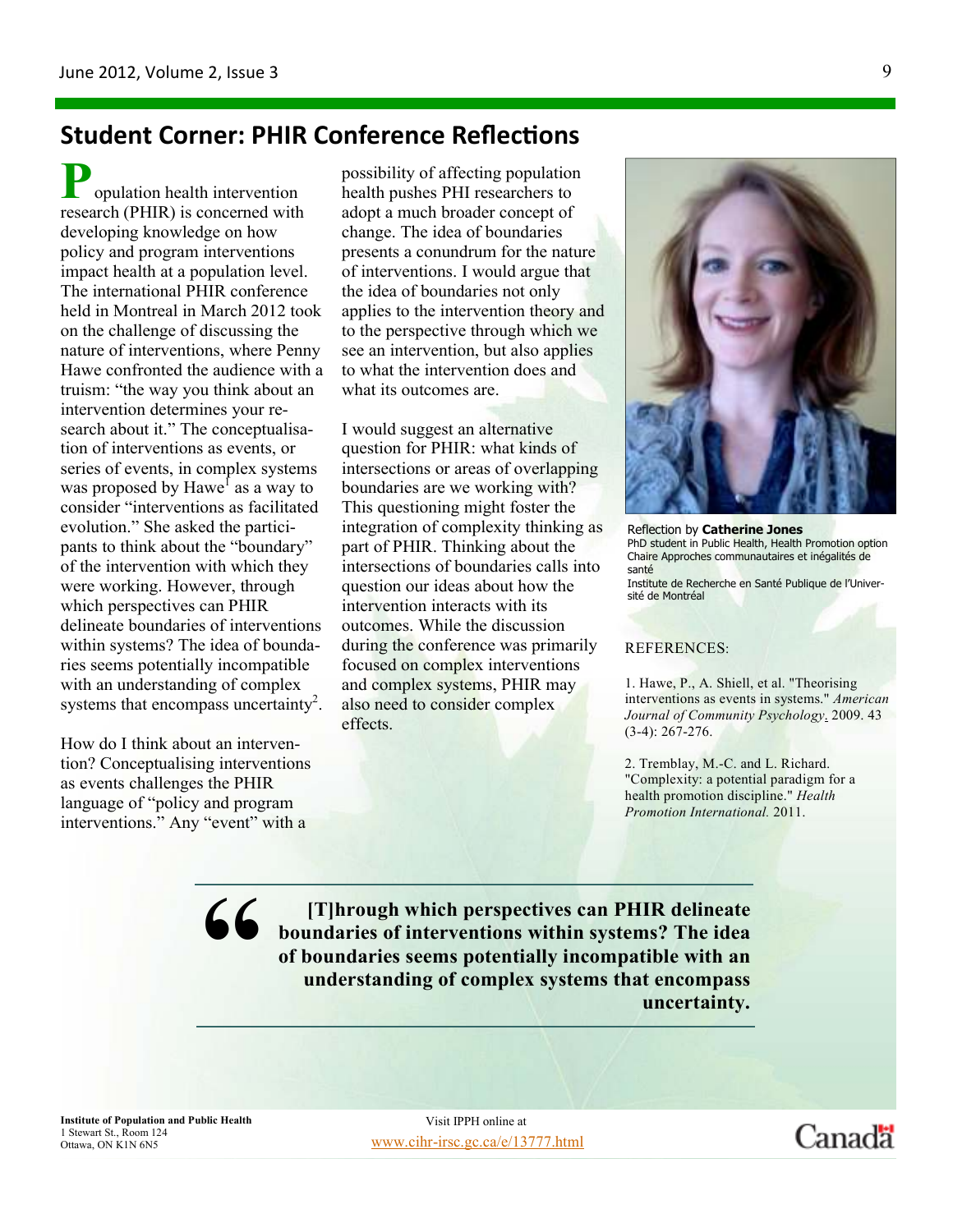## Student Corner: PHIR Conference Reflections

Population health intervention research (PHIR) is concerned with developing knowledge on how policy and program interventions impact health at a population level. The international PHIR conference held in Montreal in March 2012 took on the challenge of discussing the nature of interventions, where Penny Hawe confronted the audience with a truism: "the way you think about an intervention determines your research about it." The conceptualisation of interventions as events, or series of events, in complex systems was proposed by Hawe[1] as a way to consider "interventions as facilitated evolution." She asked the participants to think about the "boundary" of the intervention with which they were working. However, through which perspectives can PHIR delineate boundaries of interventions within systems? The idea of boundaries seems potentially incompatible with an understanding of complex systems that encompass uncertainty[2].

How do I think about an intervention? Conceptualising interventions as events challenges the PHIR language of "policy and program interventions." Any "event" with a possibility of affecting population health pushes PHI researchers to adopt a much broader concept of change. The idea of boundaries presents a conundrum for the nature of interventions. I would argue that the idea of boundaries not only applies to the intervention theory and to the perspective through which we see an intervention, but also applies to what the intervention does and what its outcomes are.

I would suggest an alternative question for PHIR: what kinds of intersections or areas of overlapping boundaries are we working with? This questioning might foster the integration of complexity thinking as part of PHIR. Thinking about the intersections of boundaries calls into question our ideas about how the intervention interacts with its outcomes. While the discussion during the conference was primarily focused on complex interventions and complex systems, PHIR may also need to consider complex effects.

Reflection by **Catherine Jones**
PhD student in Public Health, Health Promotion option
Chaire Approches communautaires et inégalités de santé
Institute de Recherche en Santé Publique de l'Université de Montréal

REFERENCES:

1. Hawe, P., A. Shiell, et al. "Theorising interventions as events in systems." *American Journal of Community Psychology*. 2009. 43 (3-4): 267-276.

2. Tremblay, M.-C. and L. Richard. "Complexity: a potential paradigm for a health promotion discipline." *Health Promotion International.* 2011.

> **"[T]hrough which perspectives can PHIR delineate boundaries of interventions within systems? The idea of boundaries seems potentially incompatible with an understanding of complex systems that encompass uncertainty.**

**Institute of Population and Public Health**
1 Stewart St., Room 124
Ottawa, ON K1N 6N5

Visit IPPH online at
www.cihr-irsc.gc.ca/e/13777.html

Canada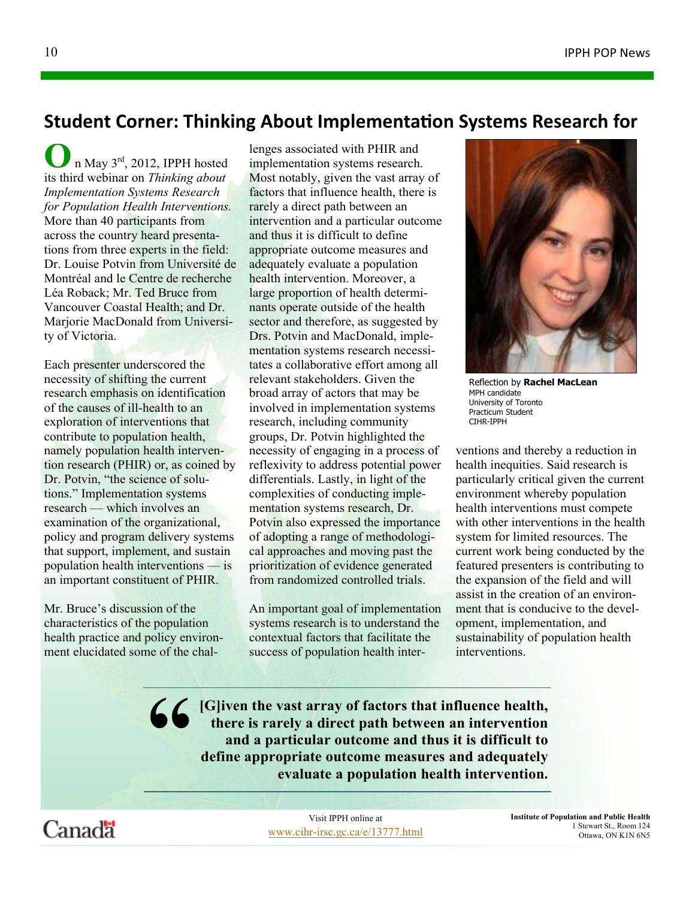## Student Corner: Thinking About Implementation Systems Research for

On May 3rd, 2012, IPPH hosted its third webinar on *Thinking about Implementation Systems Research for Population Health Interventions.* More than 40 participants from across the country heard presentations from three experts in the field: Dr. Louise Potvin from Université de Montréal and le Centre de recherche Léa Roback; Mr. Ted Bruce from Vancouver Coastal Health; and Dr. Marjorie MacDonald from University of Victoria.

Each presenter underscored the necessity of shifting the current research emphasis on identification of the causes of ill-health to an exploration of interventions that contribute to population health, namely population health intervention research (PHIR) or, as coined by Dr. Potvin, "the science of solutions." Implementation systems research — which involves an examination of the organizational, policy and program delivery systems that support, implement, and sustain population health interventions — is an important constituent of PHIR.

Mr. Bruce's discussion of the characteristics of the population health practice and policy environment elucidated some of the challenges associated with PHIR and implementation systems research. Most notably, given the vast array of factors that influence health, there is rarely a direct path between an intervention and a particular outcome and thus it is difficult to define appropriate outcome measures and adequately evaluate a population health intervention. Moreover, a large proportion of health determinants operate outside of the health sector and therefore, as suggested by Drs. Potvin and MacDonald, implementation systems research necessitates a collaborative effort among all relevant stakeholders. Given the broad array of actors that may be involved in implementation systems research, including community groups, Dr. Potvin highlighted the necessity of engaging in a process of reflexivity to address potential power differentials. Lastly, in light of the complexities of conducting implementation systems research, Dr. Potvin also expressed the importance of adopting a range of methodological approaches and moving past the prioritization of evidence generated from randomized controlled trials.

An important goal of implementation systems research is to understand the contextual factors that facilitate the success of population health interventions and thereby a reduction in health inequities. Said research is particularly critical given the current environment whereby population health interventions must compete with other interventions in the health system for limited resources. The current work being conducted by the featured presenters is contributing to the expansion of the field and will assist in the creation of an environment that is conducive to the development, implementation, and sustainability of population health interventions.

Reflection by **Rachel MacLean**
MPH candidate
University of Toronto
Practicum Student
CIHR-IPPH

> **"[G]iven the vast array of factors that influence health, there is rarely a direct path between an intervention and a particular outcome and thus it is difficult to define appropriate outcome measures and adequately evaluate a population health intervention.**

Visit IPPH online at www.cihr-irsc.gc.ca/e/13777.html

**Institute of Population and Public Health**
1 Stewart St., Room 124
Ottawa, ON K1N 6N5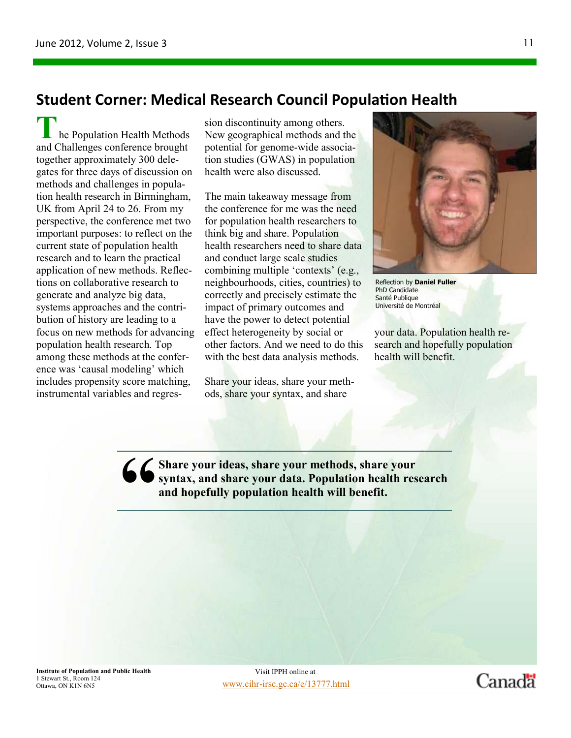## Student Corner: Medical Research Council Population Health

The Population Health Methods and Challenges conference brought together approximately 300 delegates for three days of discussion on methods and challenges in population health research in Birmingham, UK from April 24 to 26. From my perspective, the conference met two important purposes: to reflect on the current state of population health research and to learn the practical application of new methods. Reflections on collaborative research to generate and analyze big data, systems approaches and the contribution of history are leading to a focus on new methods for advancing population health research. Top among these methods at the conference was 'causal modeling' which includes propensity score matching, instrumental variables and regression discontinuity among others. New geographical methods and the potential for genome-wide association studies (GWAS) in population health were also discussed.

The main takeaway message from the conference for me was the need for population health researchers to think big and share. Population health researchers need to share data and conduct large scale studies combining multiple 'contexts' (e.g., neighbourhoods, cities, countries) to correctly and precisely estimate the impact of primary outcomes and have the power to detect potential effect heterogeneity by social or other factors. And we need to do this with the best data analysis methods.

Share your ideas, share your methods, share your syntax, and share your data. Population health research and hopefully population health will benefit.

Reflection by **Daniel Fuller**
PhD Candidate
Santé Publique
Université de Montréal

> **Share your ideas, share your methods, share your syntax, and share your data. Population health research and hopefully population health will benefit.**

**Institute of Population and Public Health**
1 Stewart St., Room 124
Ottawa, ON K1N 6N5

Visit IPPH online at
www.cihr-irsc.gc.ca/e/13777.html

Canada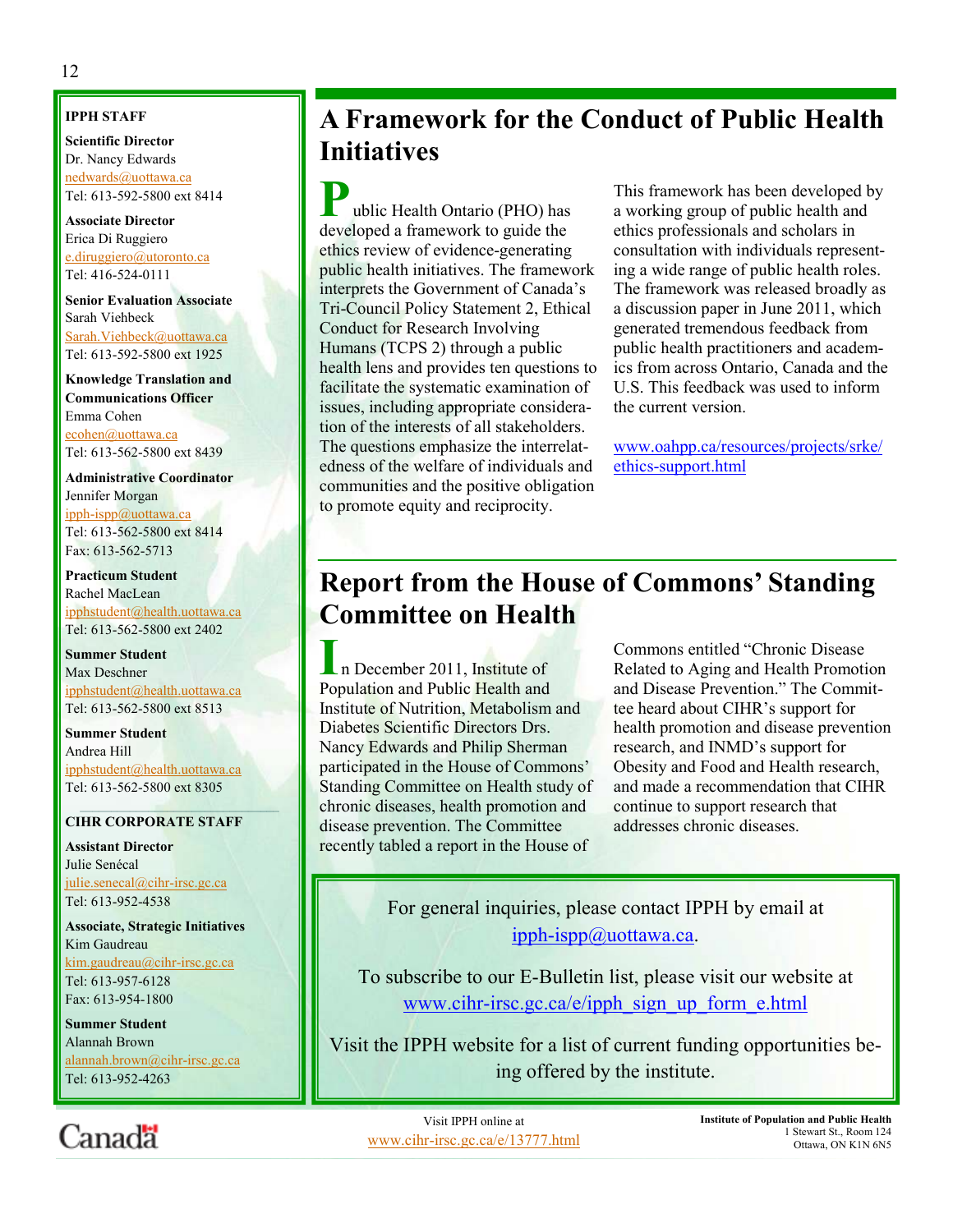**IPPH STAFF**

**Scientific Director**
Dr. Nancy Edwards
nedwards@uottawa.ca
Tel: 613-592-5800 ext 8414

**Associate Director**
Erica Di Ruggiero
e.diruggiero@utoronto.ca
Tel: 416-524-0111

**Senior Evaluation Associate**
Sarah Viehbeck
Sarah.Viehbeck@uottawa.ca
Tel: 613-592-5800 ext 1925

**Knowledge Translation and Communications Officer**
Emma Cohen
ecohen@uottawa.ca
Tel: 613-562-5800 ext 8439

**Administrative Coordinator**
Jennifer Morgan
ipph-ispp@uottawa.ca
Tel: 613-562-5800 ext 8414
Fax: 613-562-5713

**Practicum Student**
Rachel MacLean
ipphstudent@health.uottawa.ca
Tel: 613-562-5800 ext 2402

**Summer Student**
Max Deschner
ipphstudent@health.uottawa.ca
Tel: 613-562-5800 ext 8513

**Summer Student**
Andrea Hill
ipphstudent@health.uottawa.ca
Tel: 613-562-5800 ext 8305

**CIHR CORPORATE STAFF**

**Assistant Director**
Julie Senécal
julie.senecal@cihr-irsc.gc.ca
Tel: 613-952-4538

**Associate, Strategic Initiatives**
Kim Gaudreau
kim.gaudreau@cihr-irsc.gc.ca
Tel: 613-957-6128
Fax: 613-954-1800

**Summer Student**
Alannah Brown
alannah.brown@cihr-irsc.gc.ca
Tel: 613-952-4263

# A Framework for the Conduct of Public Health Initiatives

Public Health Ontario (PHO) has developed a framework to guide the ethics review of evidence-generating public health initiatives. The framework interprets the Government of Canada's Tri-Council Policy Statement 2, Ethical Conduct for Research Involving Humans (TCPS 2) through a public health lens and provides ten questions to facilitate the systematic examination of issues, including appropriate consideration of the interests of all stakeholders. The questions emphasize the interrelatedness of the welfare of individuals and communities and the positive obligation to promote equity and reciprocity.

This framework has been developed by a working group of public health and ethics professionals and scholars in consultation with individuals representing a wide range of public health roles. The framework was released broadly as a discussion paper in June 2011, which generated tremendous feedback from public health practitioners and academics from across Ontario, Canada and the U.S. This feedback was used to inform the current version.

www.oahpp.ca/resources/projects/srke/ethics-support.html

# Report from the House of Commons' Standing Committee on Health

In December 2011, Institute of Population and Public Health and Institute of Nutrition, Metabolism and Diabetes Scientific Directors Drs. Nancy Edwards and Philip Sherman participated in the House of Commons' Standing Committee on Health study of chronic diseases, health promotion and disease prevention. The Committee recently tabled a report in the House of Commons entitled "Chronic Disease Related to Aging and Health Promotion and Disease Prevention." The Committee heard about CIHR's support for health promotion and disease prevention research, and INMD's support for Obesity and Food and Health research, and made a recommendation that CIHR continue to support research that addresses chronic diseases.

For general inquiries, please contact IPPH by email at ipph-ispp@uottawa.ca.

To subscribe to our E-Bulletin list, please visit our website at www.cihr-irsc.gc.ca/e/ipph_sign_up_form_e.html

Visit the IPPH website for a list of current funding opportunities being offered by the institute.

Canada

Visit IPPH online at
www.cihr-irsc.gc.ca/e/13777.html

**Institute of Population and Public Health**
1 Stewart St., Room 124
Ottawa, ON K1N 6N5